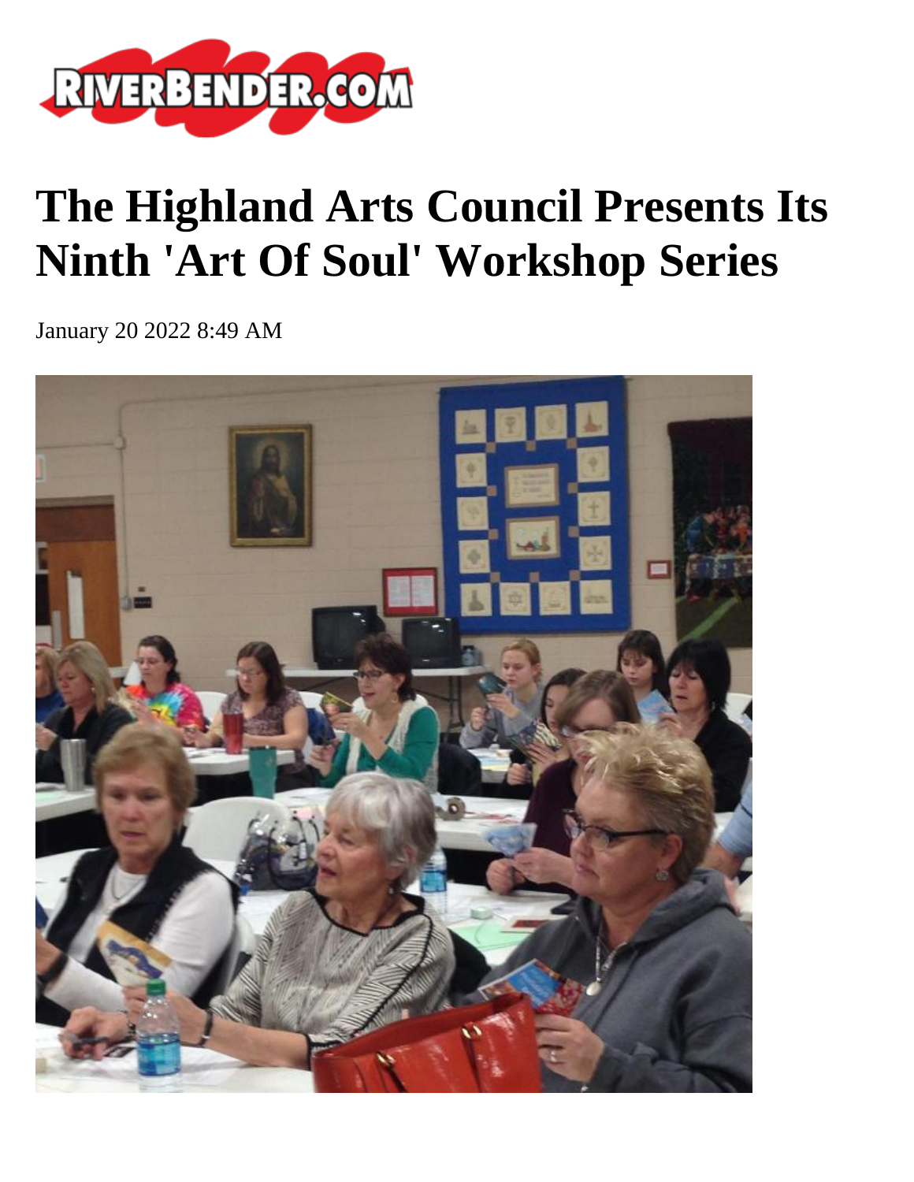# The Highland Arts Council Presents Its Ninth 'Art Of Soul' Workshop Series

January 20 2022 8:49 AM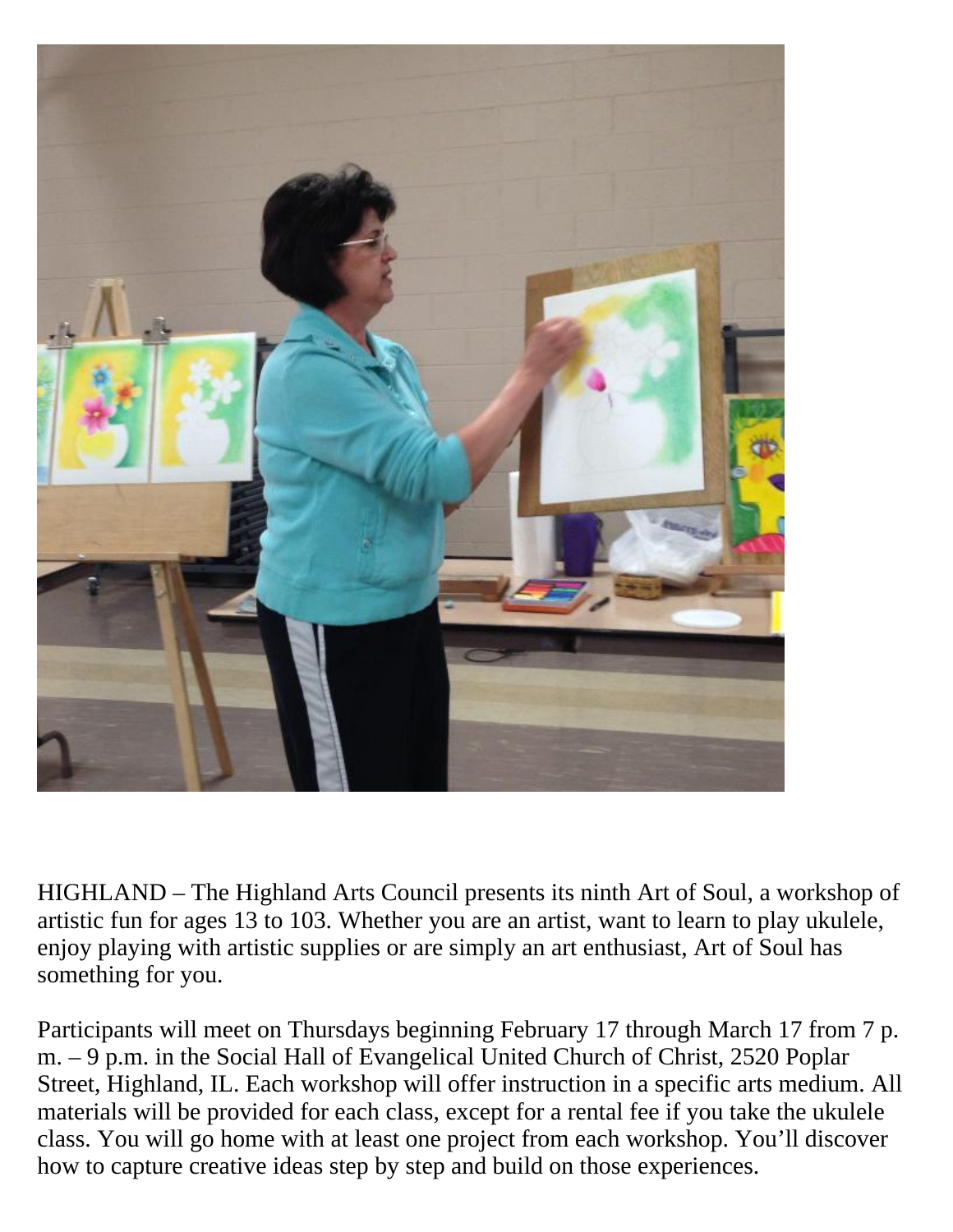HIGHLAND – The Highland Arts Council presents its ninth Art of Soul, a workshop of artistic fun for ages 13 to 103. Whether you are an artist, want to learn to play ukulele, enjoy playing with artistic supplies or are simply an art enthusiast, Art of Soul has something for you.

Participants will meet on Thursdays beginning February 17 through March 17 from 7 p.m. – 9 p.m. in the Social Hall of Evangelical United Church of Christ, 2520 Poplar Street, Highland, IL. Each workshop will offer instruction in a specific arts medium. All materials will be provided for each class, except for a rental fee if you take the ukulele class. You will go home with at least one project from each workshop. You'll discover how to capture creative ideas step by step and build on those experiences.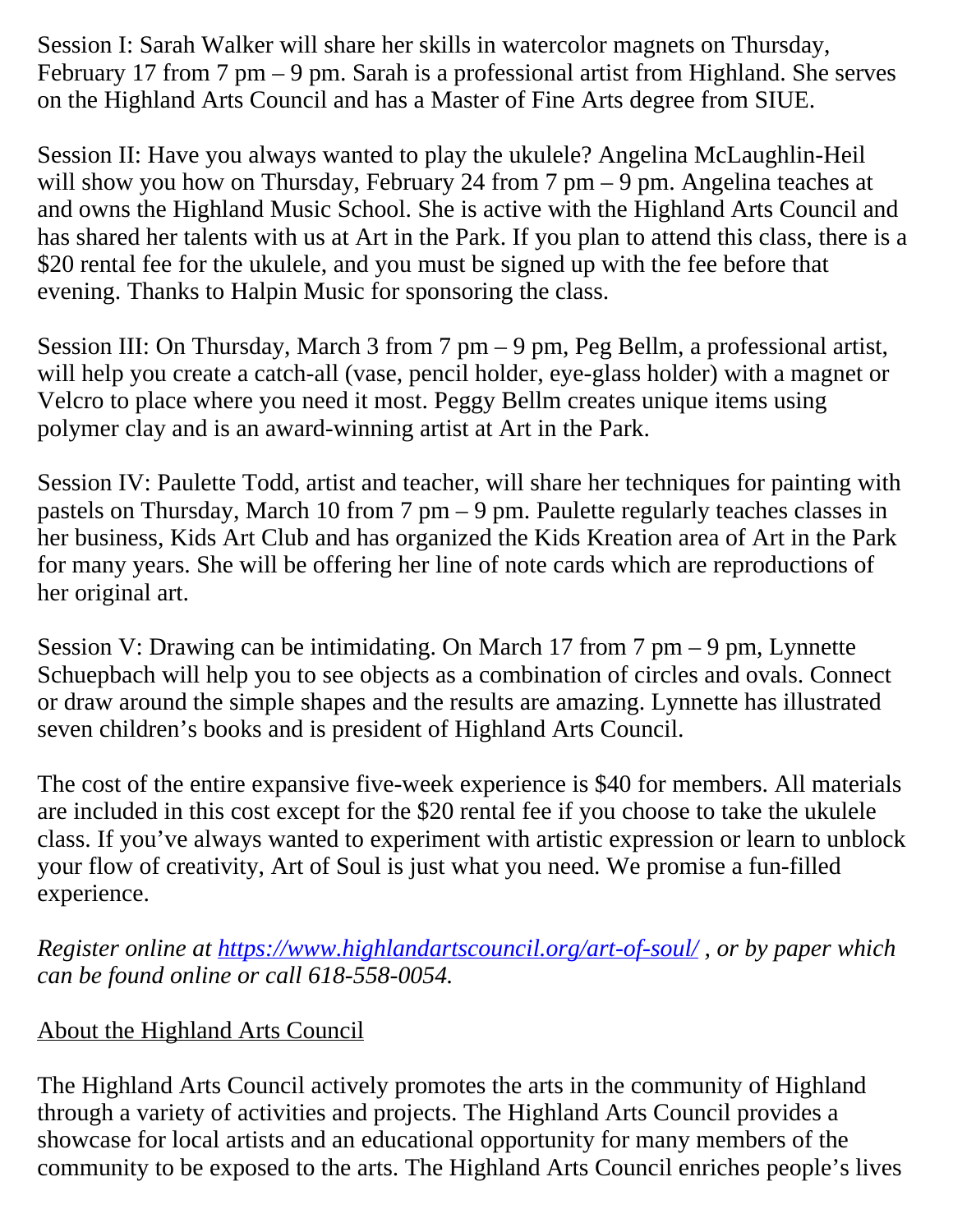Session I: Sarah Walker will share her skills in watercolor magnets on Thursday, February 17 from 7 pm – 9 pm. Sarah is a professional artist from Highland. She serves on the Highland Arts Council and has a Master of Fine Arts degree from SIUE.

Session II: Have you always wanted to play the ukulele? Angelina McLaughlin-Heil will show you how on Thursday, February 24 from 7 pm – 9 pm. Angelina teaches at and owns the Highland Music School. She is active with the Highland Arts Council and has shared her talents with us at Art in the Park. If you plan to attend this class, there is a $20 rental fee for the ukulele, and you must be signed up with the fee before that evening. Thanks to Halpin Music for sponsoring the class.

Session III: On Thursday, March 3 from 7 pm – 9 pm, Peg Bellm, a professional artist, will help you create a catch-all (vase, pencil holder, eye-glass holder) with a magnet or Velcro to place where you need it most. Peggy Bellm creates unique items using polymer clay and is an award-winning artist at Art in the Park.

Session IV: Paulette Todd, artist and teacher, will share her techniques for painting with pastels on Thursday, March 10 from 7 pm – 9 pm. Paulette regularly teaches classes in her business, Kids Art Club and has organized the Kids Kreation area of Art in the Park for many years. She will be offering her line of note cards which are reproductions of her original art.

Session V: Drawing can be intimidating. On March 17 from 7 pm – 9 pm, Lynnette Schuepbach will help you to see objects as a combination of circles and ovals. Connect or draw around the simple shapes and the results are amazing. Lynnette has illustrated seven children's books and is president of Highland Arts Council.

The cost of the entire expansive five-week experience is $40 for members. All materials are included in this cost except for the $20 rental fee if you choose to take the ukulele class. If you've always wanted to experiment with artistic expression or learn to unblock your flow of creativity, Art of Soul is just what you need. We promise a fun-filled experience.

*Register online at [https://www.highlandartscouncil.org/art-of-soul/](https://www.highlandartscouncil.org/art-of-soul/) , or by paper which can be found online or call 618-558-0054.*

<u>About the Highland Arts Council</u>

The Highland Arts Council actively promotes the arts in the community of Highland through a variety of activities and projects. The Highland Arts Council provides a showcase for local artists and an educational opportunity for many members of the community to be exposed to the arts. The Highland Arts Council enriches people's lives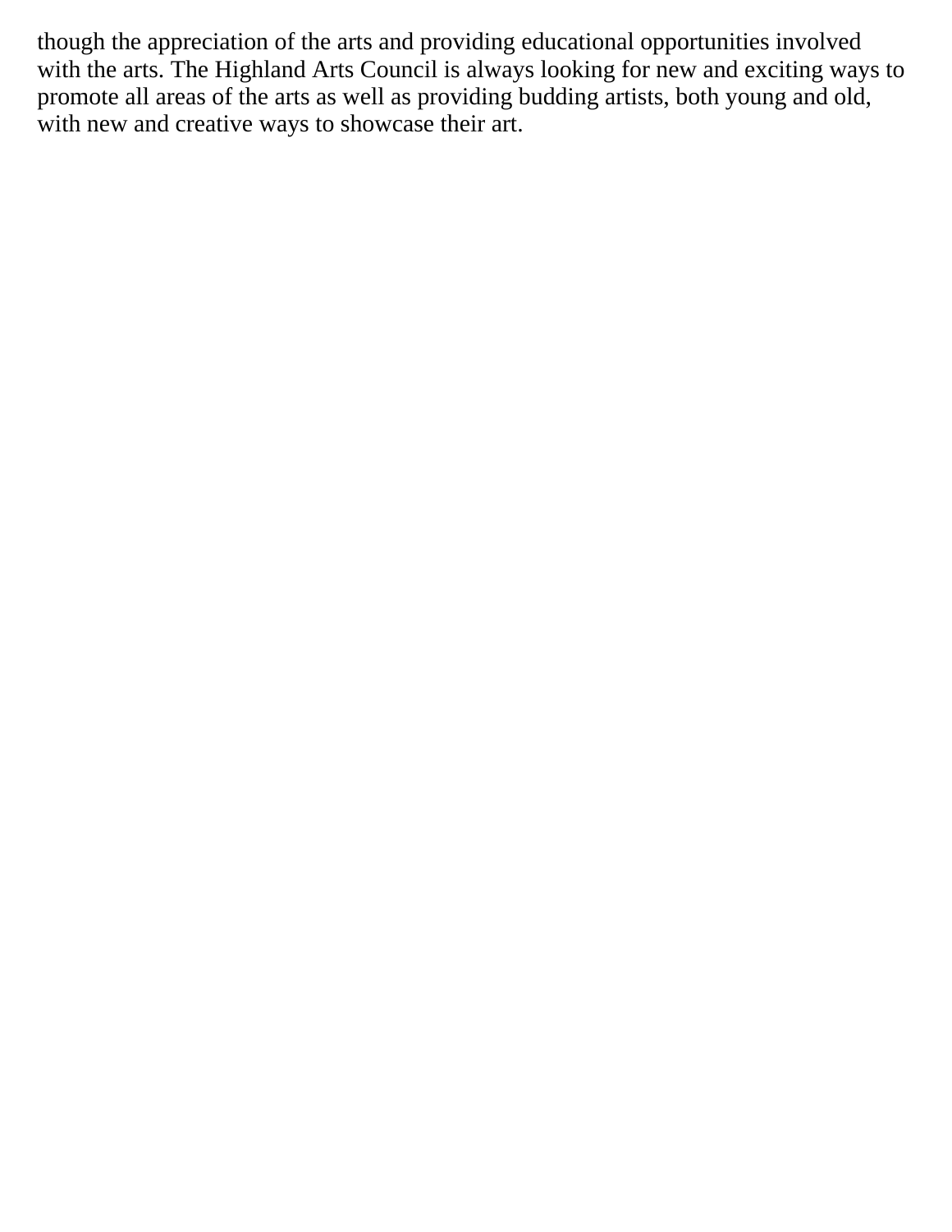though the appreciation of the arts and providing educational opportunities involved with the arts. The Highland Arts Council is always looking for new and exciting ways to promote all areas of the arts as well as providing budding artists, both young and old, with new and creative ways to showcase their art.